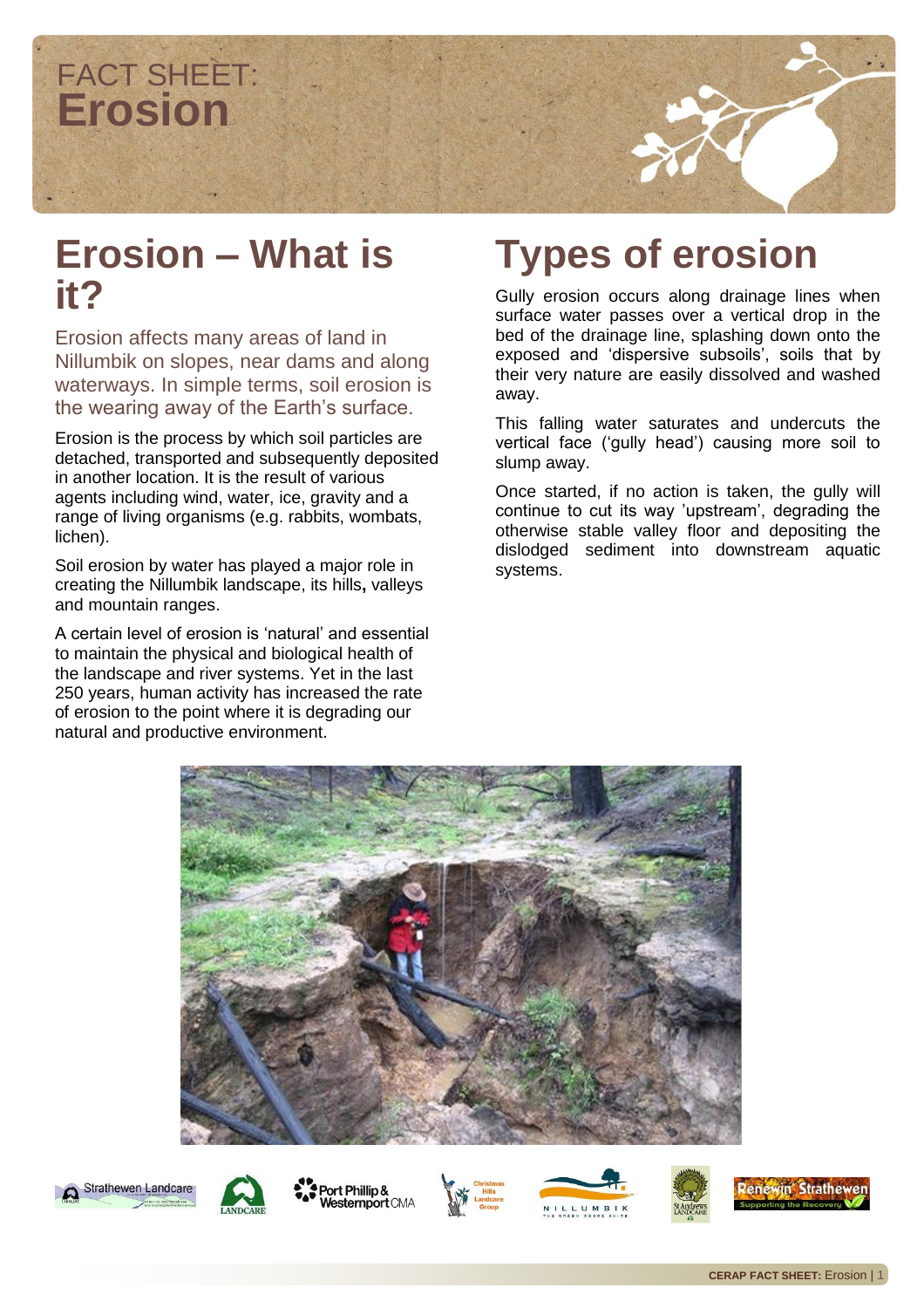FACT SHEET:
# Erosion

## Erosion – What is it?

Erosion affects many areas of land in Nillumbik on slopes, near dams and along waterways. In simple terms, soil erosion is the wearing away of the Earth's surface.

Erosion is the process by which soil particles are detached, transported and subsequently deposited in another location. It is the result of various agents including wind, water, ice, gravity and a range of living organisms (e.g. rabbits, wombats, lichen).

Soil erosion by water has played a major role in creating the Nillumbik landscape, its hills**,** valleys and mountain ranges.

A certain level of erosion is 'natural' and essential to maintain the physical and biological health of the landscape and river systems. Yet in the last 250 years, human activity has increased the rate of erosion to the point where it is degrading our natural and productive environment.

## Types of erosion

Gully erosion occurs along drainage lines when surface water passes over a vertical drop in the bed of the drainage line, splashing down onto the exposed and 'dispersive subsoils', soils that by their very nature are easily dissolved and washed away.

This falling water saturates and undercuts the vertical face ('gully head') causing more soil to slump away.

Once started, if no action is taken, the gully will continue to cut its way 'upstream', degrading the otherwise stable valley floor and depositing the dislodged sediment into downstream aquatic systems.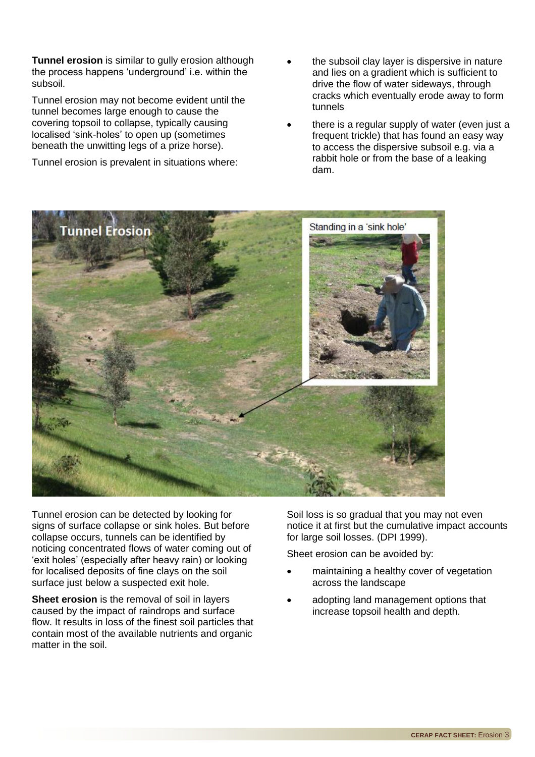**Tunnel erosion** is similar to gully erosion although the process happens 'underground' i.e. within the subsoil.

Tunnel erosion may not become evident until the tunnel becomes large enough to cause the covering topsoil to collapse, typically causing localised 'sink-holes' to open up (sometimes beneath the unwitting legs of a prize horse).

Tunnel erosion is prevalent in situations where:

- the subsoil clay layer is dispersive in nature and lies on a gradient which is sufficient to drive the flow of water sideways, through cracks which eventually erode away to form tunnels
- there is a regular supply of water (even just a frequent trickle) that has found an easy way to access the dispersive subsoil e.g. via a rabbit hole or from the base of a leaking dam.

Tunnel erosion can be detected by looking for signs of surface collapse or sink holes. But before collapse occurs, tunnels can be identified by noticing concentrated flows of water coming out of 'exit holes' (especially after heavy rain) or looking for localised deposits of fine clays on the soil surface just below a suspected exit hole.

**Sheet erosion** is the removal of soil in layers caused by the impact of raindrops and surface flow. It results in loss of the finest soil particles that contain most of the available nutrients and organic matter in the soil.

Soil loss is so gradual that you may not even notice it at first but the cumulative impact accounts for large soil losses. (DPI 1999).

Sheet erosion can be avoided by:

- maintaining a healthy cover of vegetation across the landscape
- adopting land management options that increase topsoil health and depth.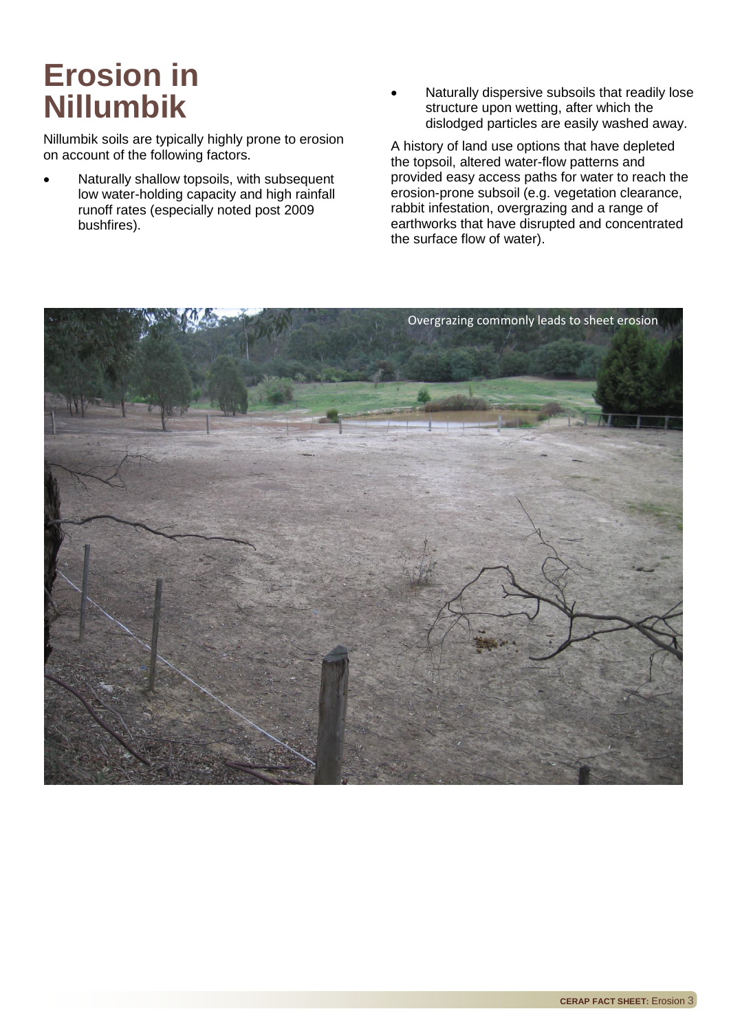# Erosion in Nillumbik

Nillumbik soils are typically highly prone to erosion on account of the following factors.

- Naturally shallow topsoils, with subsequent low water-holding capacity and high rainfall runoff rates (especially noted post 2009 bushfires).
- Naturally dispersive subsoils that readily lose structure upon wetting, after which the dislodged particles are easily washed away.

A history of land use options that have depleted the topsoil, altered water-flow patterns and provided easy access paths for water to reach the erosion-prone subsoil (e.g. vegetation clearance, rabbit infestation, overgrazing and a range of earthworks that have disrupted and concentrated the surface flow of water).

Overgrazing commonly leads to sheet erosion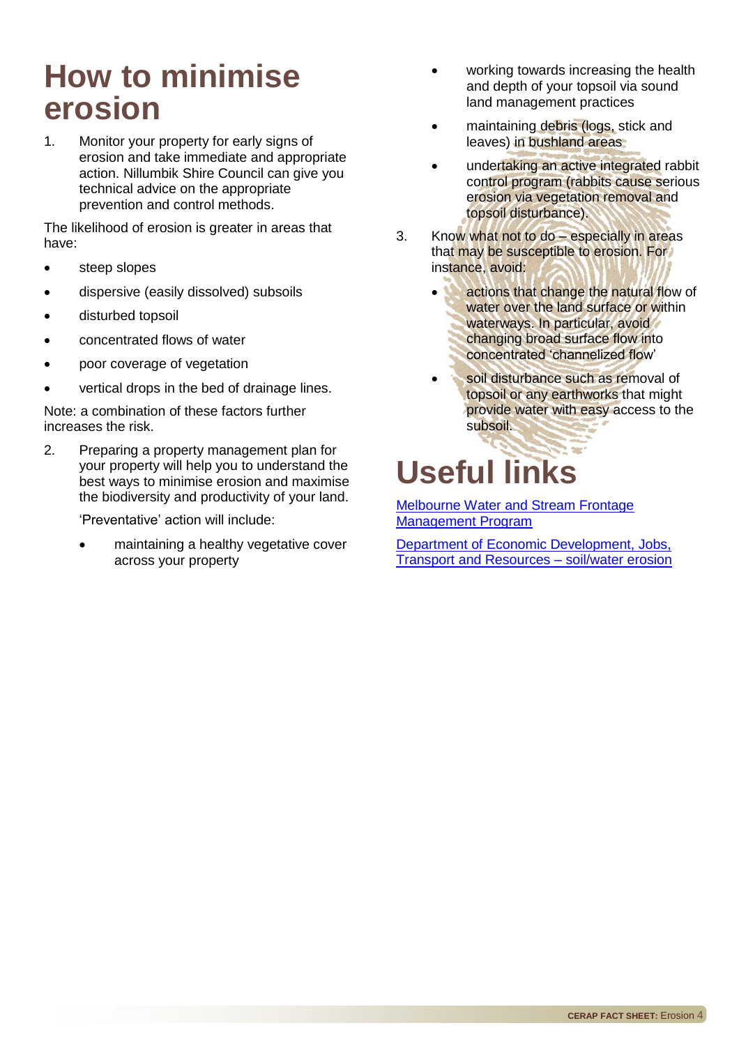# How to minimise erosion

1. Monitor your property for early signs of erosion and take immediate and appropriate action. Nillumbik Shire Council can give you technical advice on the appropriate prevention and control methods.

The likelihood of erosion is greater in areas that have:

- steep slopes
- dispersive (easily dissolved) subsoils
- disturbed topsoil
- concentrated flows of water
- poor coverage of vegetation
- vertical drops in the bed of drainage lines.

Note: a combination of these factors further increases the risk.

2. Preparing a property management plan for your property will help you to understand the best ways to minimise erosion and maximise the biodiversity and productivity of your land.

   'Preventative' action will include:

   - maintaining a healthy vegetative cover across your property
   - working towards increasing the health and depth of your topsoil via sound land management practices
   - maintaining debris (logs, stick and leaves) in bushland areas
   - undertaking an active integrated rabbit control program (rabbits cause serious erosion via vegetation removal and topsoil disturbance).

3. Know what not to do – especially in areas that may be susceptible to erosion. For instance, avoid:

   - actions that change the natural flow of water over the land surface or within waterways. In particular, avoid changing broad surface flow into concentrated 'channelized flow'
   - soil disturbance such as removal of topsoil or any earthworks that might provide water with easy access to the subsoil.

# Useful links

Melbourne Water and Stream Frontage Management Program

Department of Economic Development, Jobs, Transport and Resources – soil/water erosion